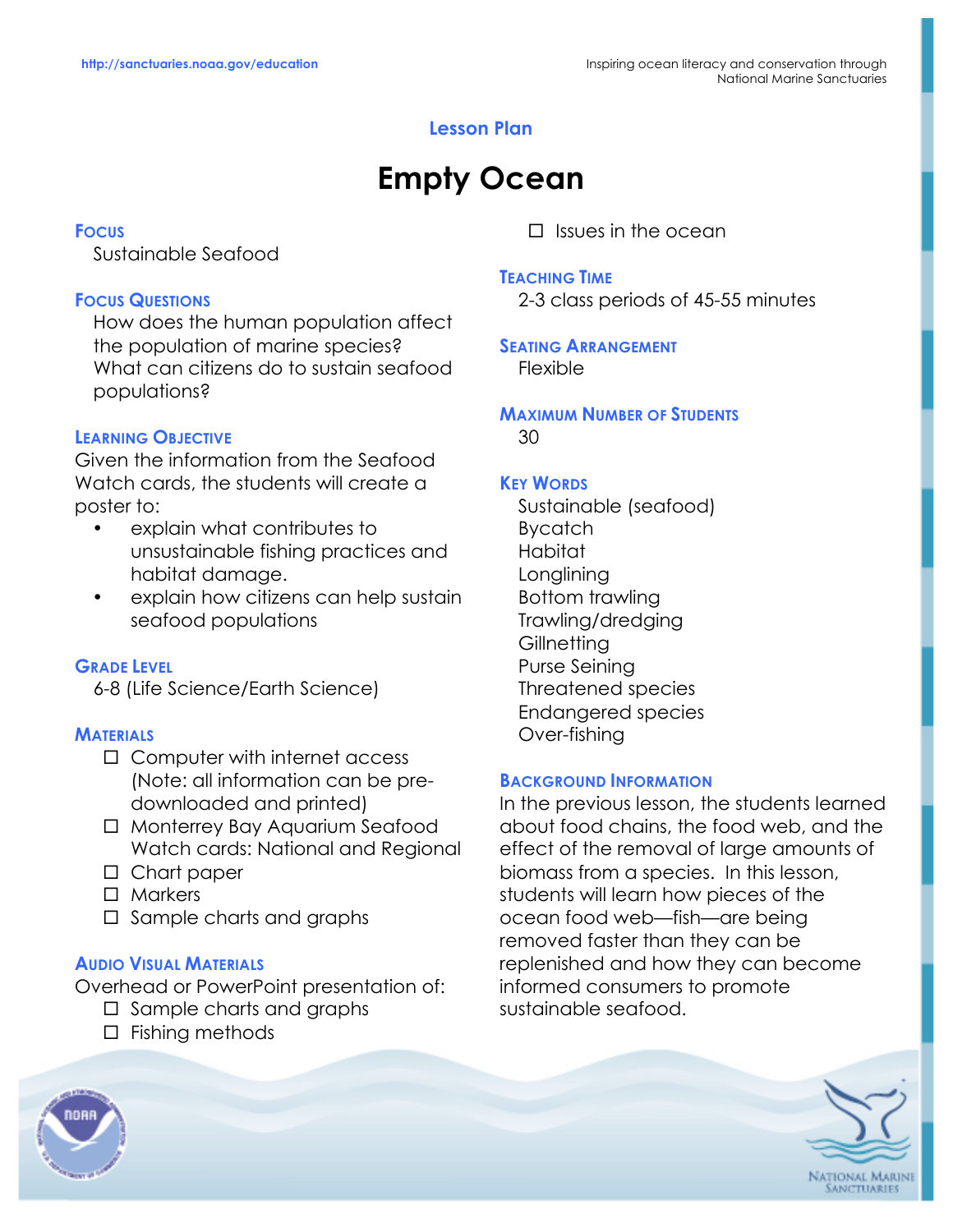# Lesson Plan

# Empty Ocean

### Focus

Sustainable Seafood

### Focus Questions

How does the human population affect the population of marine species?
What can citizens do to sustain seafood populations?

### Learning Objective

Given the information from the Seafood Watch cards, the students will create a poster to:

- explain what contributes to unsustainable fishing practices and habitat damage.
- explain how citizens can help sustain seafood populations

### Grade Level

6-8 (Life Science/Earth Science)

### Materials

- ☐ Computer with internet access (Note: all information can be pre-downloaded and printed)
- ☐ Monterrey Bay Aquarium Seafood Watch cards: National and Regional
- ☐ Chart paper
- ☐ Markers
- ☐ Sample charts and graphs

### Audio Visual Materials

Overhead or PowerPoint presentation of:

- ☐ Sample charts and graphs
- ☐ Fishing methods
- ☐ Issues in the ocean

### Teaching Time

2-3 class periods of 45-55 minutes

### Seating Arrangement

Flexible

### Maximum Number of Students

30

### Key Words

Sustainable (seafood)
Bycatch
Habitat
Longlining
Bottom trawling
Trawling/dredging
Gillnetting
Purse Seining
Threatened species
Endangered species
Over-fishing

### Background Information

In the previous lesson, the students learned about food chains, the food web, and the effect of the removal of large amounts of biomass from a species. In this lesson, students will learn how pieces of the ocean food web—fish—are being removed faster than they can be replenished and how they can become informed consumers to promote sustainable seafood.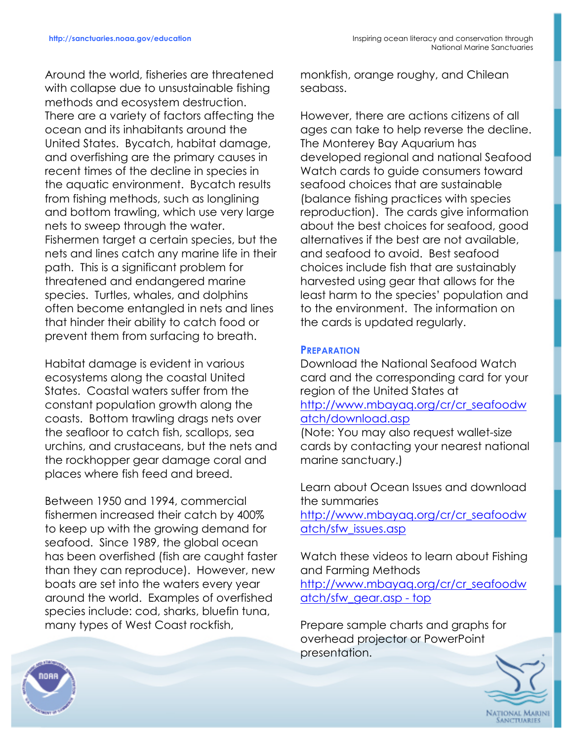Around the world, fisheries are threatened with collapse due to unsustainable fishing methods and ecosystem destruction. There are a variety of factors affecting the ocean and its inhabitants around the United States. Bycatch, habitat damage, and overfishing are the primary causes in recent times of the decline in species in the aquatic environment. Bycatch results from fishing methods, such as longlining and bottom trawling, which use very large nets to sweep through the water. Fishermen target a certain species, but the nets and lines catch any marine life in their path. This is a significant problem for threatened and endangered marine species. Turtles, whales, and dolphins often become entangled in nets and lines that hinder their ability to catch food or prevent them from surfacing to breath.

Habitat damage is evident in various ecosystems along the coastal United States. Coastal waters suffer from the constant population growth along the coasts. Bottom trawling drags nets over the seafloor to catch fish, scallops, sea urchins, and crustaceans, but the nets and the rockhopper gear damage coral and places where fish feed and breed.

Between 1950 and 1994, commercial fishermen increased their catch by 400% to keep up with the growing demand for seafood. Since 1989, the global ocean has been overfished (fish are caught faster than they can reproduce). However, new boats are set into the waters every year around the world. Examples of overfished species include: cod, sharks, bluefin tuna, many types of West Coast rockfish, monkfish, orange roughy, and Chilean seabass.

However, there are actions citizens of all ages can take to help reverse the decline. The Monterey Bay Aquarium has developed regional and national Seafood Watch cards to guide consumers toward seafood choices that are sustainable (balance fishing practices with species reproduction). The cards give information about the best choices for seafood, good alternatives if the best are not available, and seafood to avoid. Best seafood choices include fish that are sustainably harvested using gear that allows for the least harm to the species' population and to the environment. The information on the cards is updated regularly.

## Preparation

Download the National Seafood Watch card and the corresponding card for your region of the United States at http://www.mbayaq.org/cr/cr_seafoodwatch/download.asp
(Note: You may also request wallet-size cards by contacting your nearest national marine sanctuary.)

Learn about Ocean Issues and download the summaries http://www.mbayaq.org/cr/cr_seafoodwatch/sfw_issues.asp

Watch these videos to learn about Fishing and Farming Methods http://www.mbayaq.org/cr/cr_seafoodwatch/sfw_gear.asp - top

Prepare sample charts and graphs for overhead projector or PowerPoint presentation.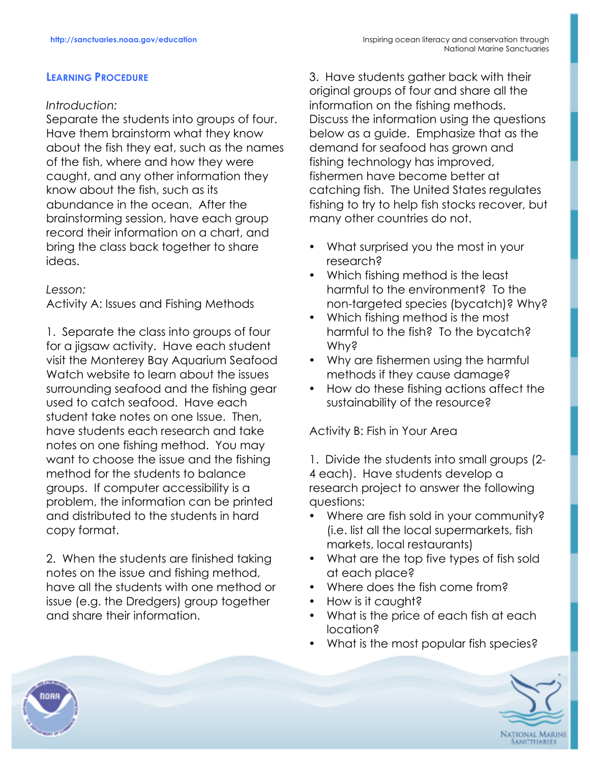## Learning Procedure

*Introduction:*
Separate the students into groups of four. Have them brainstorm what they know about the fish they eat, such as the names of the fish, where and how they were caught, and any other information they know about the fish, such as its abundance in the ocean. After the brainstorming session, have each group record their information on a chart, and bring the class back together to share ideas.

*Lesson:*
Activity A: Issues and Fishing Methods

1. Separate the class into groups of four for a jigsaw activity. Have each student visit the Monterey Bay Aquarium Seafood Watch website to learn about the issues surrounding seafood and the fishing gear used to catch seafood. Have each student take notes on one Issue. Then, have students each research and take notes on one fishing method. You may want to choose the issue and the fishing method for the students to balance groups. If computer accessibility is a problem, the information can be printed and distributed to the students in hard copy format.

2. When the students are finished taking notes on the issue and fishing method, have all the students with one method or issue (e.g. the Dredgers) group together and share their information.

3. Have students gather back with their original groups of four and share all the information on the fishing methods. Discuss the information using the questions below as a guide. Emphasize that as the demand for seafood has grown and fishing technology has improved, fishermen have become better at catching fish. The United States regulates fishing to try to help fish stocks recover, but many other countries do not.

- What surprised you the most in your research?
- Which fishing method is the least harmful to the environment? To the non-targeted species (bycatch)? Why?
- Which fishing method is the most harmful to the fish? To the bycatch? Why?
- Why are fishermen using the harmful methods if they cause damage?
- How do these fishing actions affect the sustainability of the resource?

Activity B: Fish in Your Area

1. Divide the students into small groups (2-4 each). Have students develop a research project to answer the following questions:
   - Where are fish sold in your community? (i.e. list all the local supermarkets, fish markets, local restaurants)
   - What are the top five types of fish sold at each place?
   - Where does the fish come from?
   - How is it caught?
   - What is the price of each fish at each location?
   - What is the most popular fish species?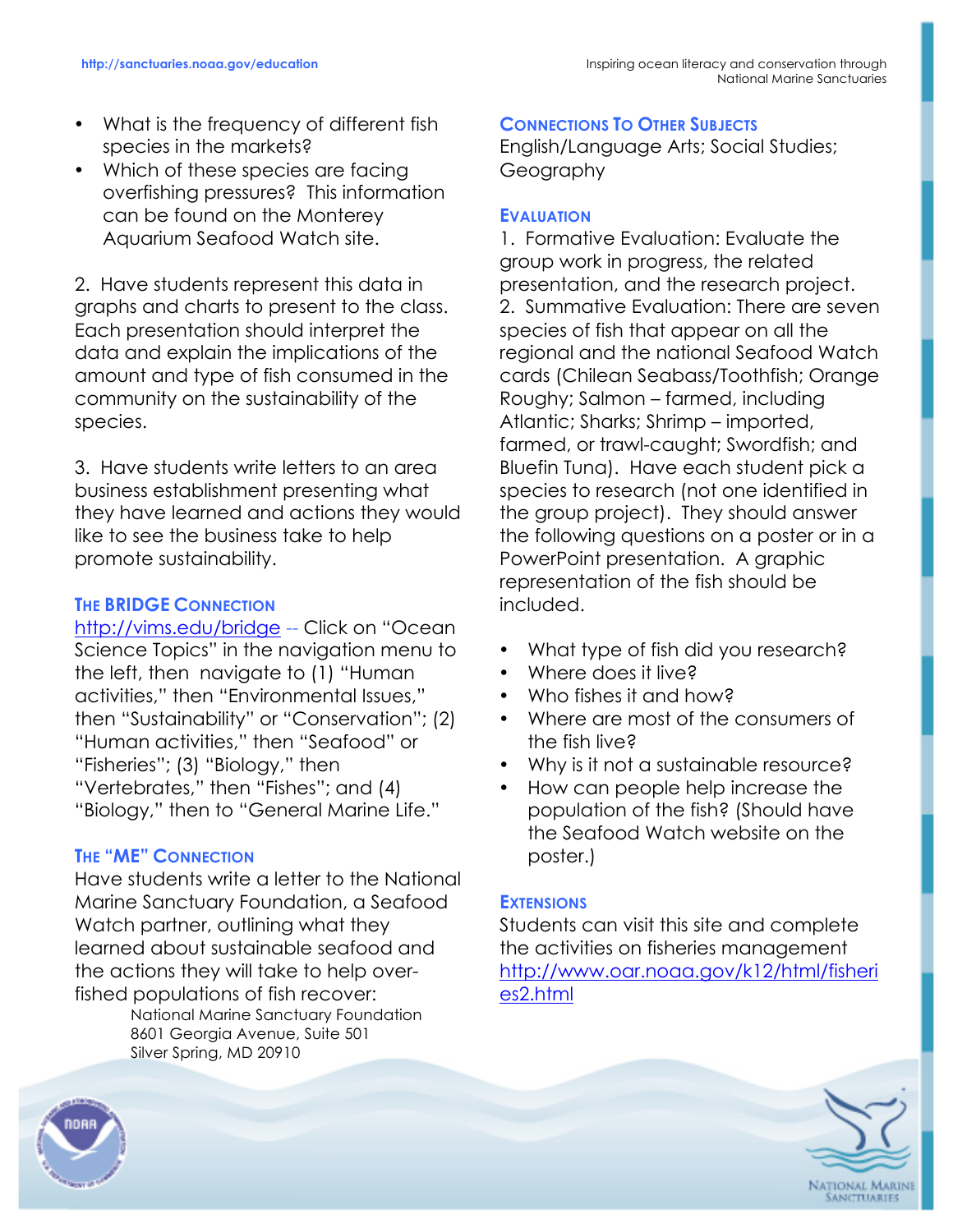- What is the frequency of different fish species in the markets?
- Which of these species are facing overfishing pressures? This information can be found on the Monterey Aquarium Seafood Watch site.

2. Have students represent this data in graphs and charts to present to the class. Each presentation should interpret the data and explain the implications of the amount and type of fish consumed in the community on the sustainability of the species.

3. Have students write letters to an area business establishment presenting what they have learned and actions they would like to see the business take to help promote sustainability.

### The BRIDGE Connection

http://vims.edu/bridge -- Click on "Ocean Science Topics" in the navigation menu to the left, then navigate to (1) "Human activities," then "Environmental Issues," then "Sustainability" or "Conservation"; (2) "Human activities," then "Seafood" or "Fisheries"; (3) "Biology," then "Vertebrates," then "Fishes"; and (4) "Biology," then to "General Marine Life."

### The "ME" Connection

Have students write a letter to the National Marine Sanctuary Foundation, a Seafood Watch partner, outlining what they learned about sustainable seafood and the actions they will take to help over-fished populations of fish recover:

National Marine Sanctuary Foundation
8601 Georgia Avenue, Suite 501
Silver Spring, MD 20910

### Connections To Other Subjects

English/Language Arts; Social Studies; Geography

### Evaluation

1. Formative Evaluation: Evaluate the group work in progress, the related presentation, and the research project.
2. Summative Evaluation: There are seven species of fish that appear on all the regional and the national Seafood Watch cards (Chilean Seabass/Toothfish; Orange Roughy; Salmon – farmed, including Atlantic; Sharks; Shrimp – imported, farmed, or trawl-caught; Swordfish; and Bluefin Tuna). Have each student pick a species to research (not one identified in the group project). They should answer the following questions on a poster or in a PowerPoint presentation. A graphic representation of the fish should be included.

- What type of fish did you research?
- Where does it live?
- Who fishes it and how?
- Where are most of the consumers of the fish live?
- Why is it not a sustainable resource?
- How can people help increase the population of the fish? (Should have the Seafood Watch website on the poster.)

### Extensions

Students can visit this site and complete the activities on fisheries management http://www.oar.noaa.gov/k12/html/fisheries2.html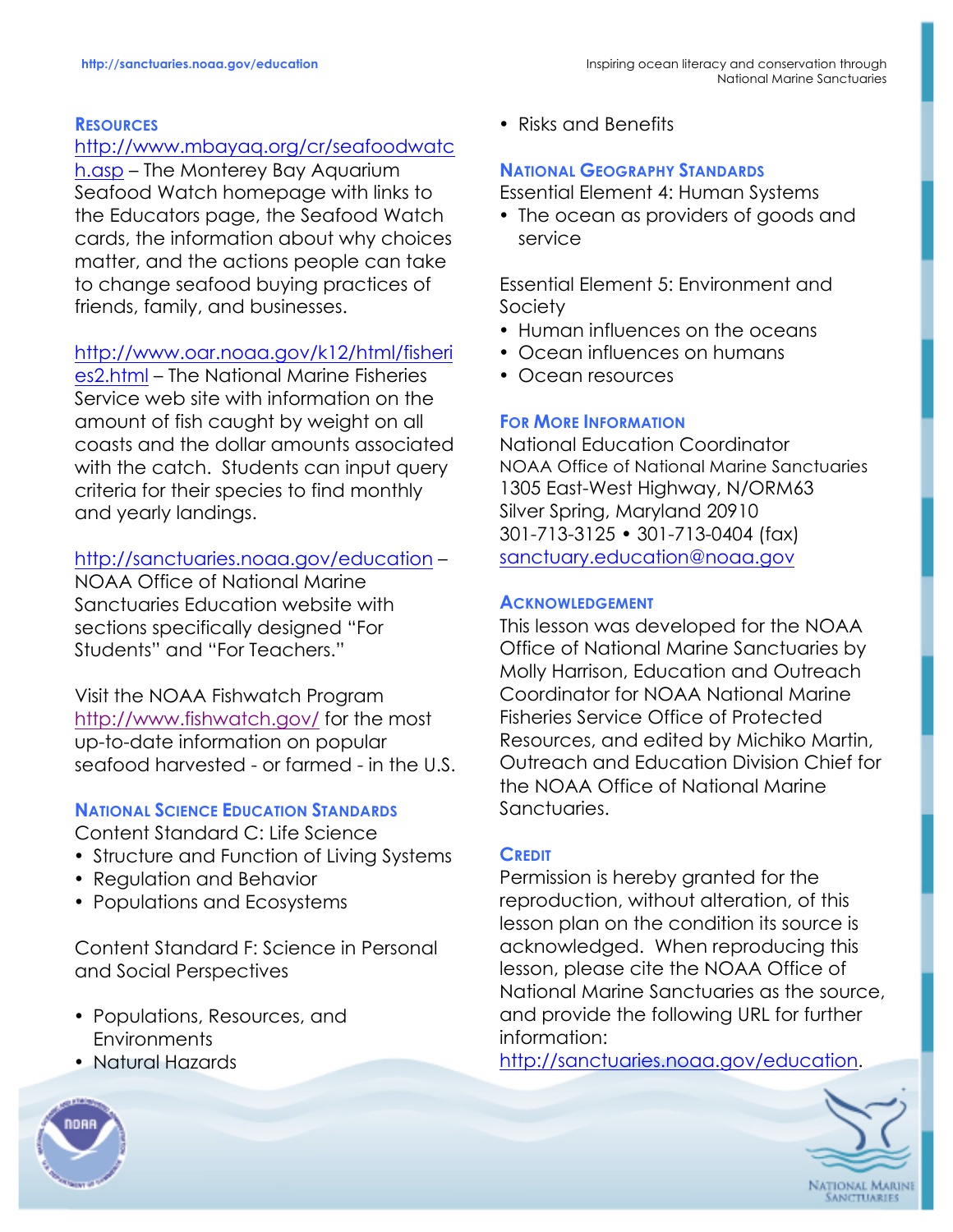## Resources

http://www.mbayaq.org/cr/seafoodwatch.asp – The Monterey Bay Aquarium Seafood Watch homepage with links to the Educators page, the Seafood Watch cards, the information about why choices matter, and the actions people can take to change seafood buying practices of friends, family, and businesses.

http://www.oar.noaa.gov/k12/html/fisheries2.html – The National Marine Fisheries Service web site with information on the amount of fish caught by weight on all coasts and the dollar amounts associated with the catch. Students can input query criteria for their species to find monthly and yearly landings.

http://sanctuaries.noaa.gov/education – NOAA Office of National Marine Sanctuaries Education website with sections specifically designed "For Students" and "For Teachers."

Visit the NOAA Fishwatch Program http://www.fishwatch.gov/ for the most up-to-date information on popular seafood harvested - or farmed - in the U.S.

## National Science Education Standards

Content Standard C: Life Science

- Structure and Function of Living Systems
- Regulation and Behavior
- Populations and Ecosystems

Content Standard F: Science in Personal and Social Perspectives

- Populations, Resources, and Environments
- Natural Hazards
- Risks and Benefits

## National Geography Standards

Essential Element 4: Human Systems

- The ocean as providers of goods and service

Essential Element 5: Environment and Society

- Human influences on the oceans
- Ocean influences on humans
- Ocean resources

## For More Information

National Education Coordinator
NOAA Office of National Marine Sanctuaries
1305 East-West Highway, N/ORM63
Silver Spring, Maryland 20910
301-713-3125 • 301-713-0404 (fax)
sanctuary.education@noaa.gov

## Acknowledgement

This lesson was developed for the NOAA Office of National Marine Sanctuaries by Molly Harrison, Education and Outreach Coordinator for NOAA National Marine Fisheries Service Office of Protected Resources, and edited by Michiko Martin, Outreach and Education Division Chief for the NOAA Office of National Marine Sanctuaries.

## Credit

Permission is hereby granted for the reproduction, without alteration, of this lesson plan on the condition its source is acknowledged. When reproducing this lesson, please cite the NOAA Office of National Marine Sanctuaries as the source, and provide the following URL for further information: http://sanctuaries.noaa.gov/education.